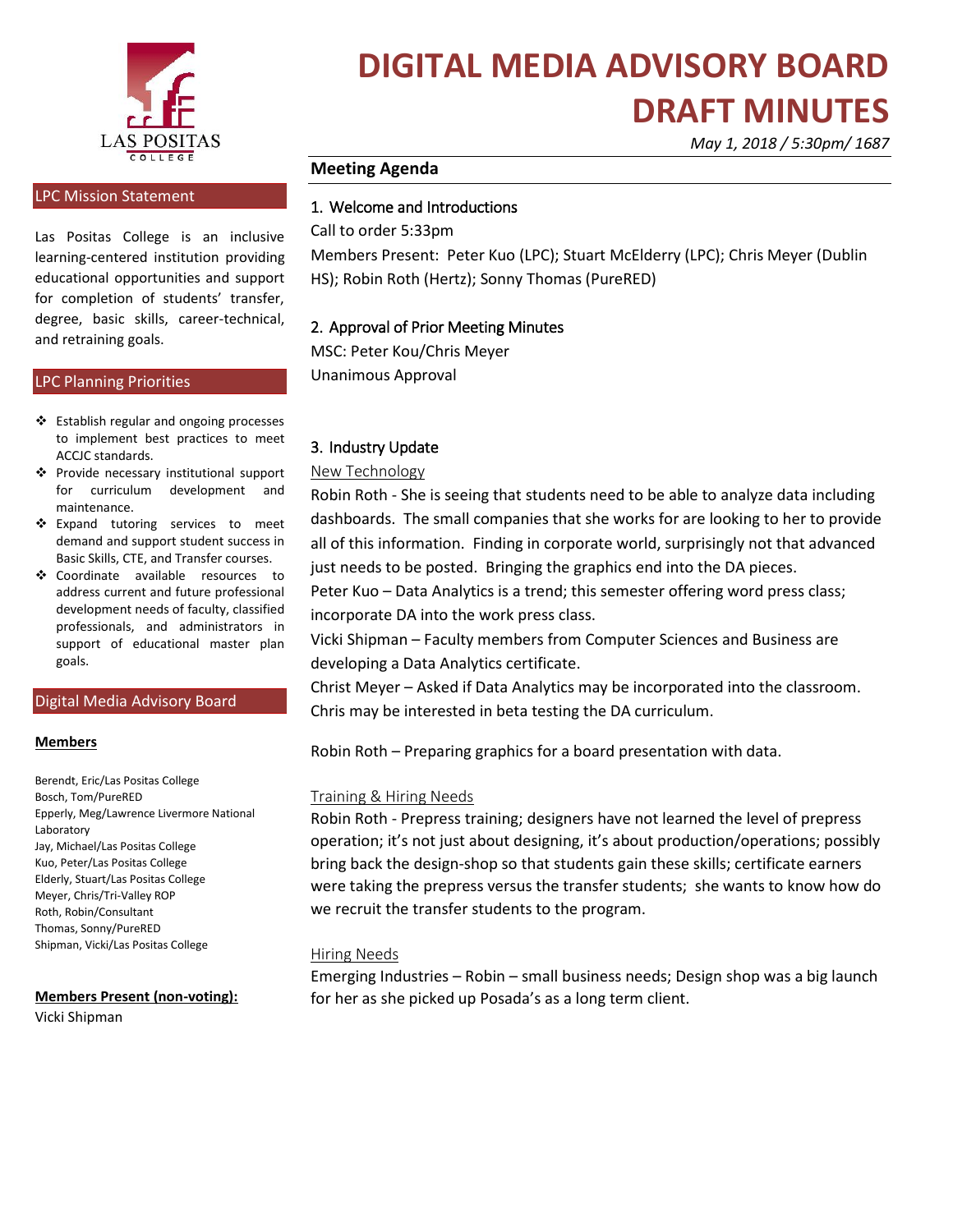# DIGITAL MEDIA ADVISORY BOARD DRAFT MINUTES

*May 1, 2018 / 5:30pm/ 1687*

LAS POSITAS COLLEGE

## LPC Mission Statement

Las Positas College is an inclusive learning-centered institution providing educational opportunities and support for completion of students' transfer, degree, basic skills, career-technical, and retraining goals.

## LPC Planning Priorities

- Establish regular and ongoing processes to implement best practices to meet ACCJC standards.
- Provide necessary institutional support for curriculum development and maintenance.
- Expand tutoring services to meet demand and support student success in Basic Skills, CTE, and Transfer courses.
- Coordinate available resources to address current and future professional development needs of faculty, classified professionals, and administrators in support of educational master plan goals.

## Digital Media Advisory Board

**Members**

Berendt, Eric/Las Positas College
Bosch, Tom/PureRED
Epperly, Meg/Lawrence Livermore National Laboratory
Jay, Michael/Las Positas College
Kuo, Peter/Las Positas College
Elderly, Stuart/Las Positas College
Meyer, Chris/Tri-Valley ROP
Roth, Robin/Consultant
Thomas, Sonny/PureRED
Shipman, Vicki/Las Positas College

**Members Present (non-voting):**

Vicki Shipman

## Meeting Agenda

### 1. Welcome and Introductions

Call to order 5:33pm

Members Present: Peter Kuo (LPC); Stuart McElderry (LPC); Chris Meyer (Dublin HS); Robin Roth (Hertz); Sonny Thomas (PureRED)

### 2. Approval of Prior Meeting Minutes

MSC: Peter Kou/Chris Meyer

Unanimous Approval

### 3. Industry Update

New Technology

Robin Roth - She is seeing that students need to be able to analyze data including dashboards. The small companies that she works for are looking to her to provide all of this information. Finding in corporate world, surprisingly not that advanced just needs to be posted. Bringing the graphics end into the DA pieces.

Peter Kuo – Data Analytics is a trend; this semester offering word press class; incorporate DA into the work press class.

Vicki Shipman – Faculty members from Computer Sciences and Business are developing a Data Analytics certificate.

Christ Meyer – Asked if Data Analytics may be incorporated into the classroom. Chris may be interested in beta testing the DA curriculum.

Robin Roth – Preparing graphics for a board presentation with data.

Training & Hiring Needs

Robin Roth - Prepress training; designers have not learned the level of prepress operation; it's not just about designing, it's about production/operations; possibly bring back the design-shop so that students gain these skills; certificate earners were taking the prepress versus the transfer students; she wants to know how do we recruit the transfer students to the program.

Hiring Needs

Emerging Industries – Robin – small business needs; Design shop was a big launch for her as she picked up Posada's as a long term client.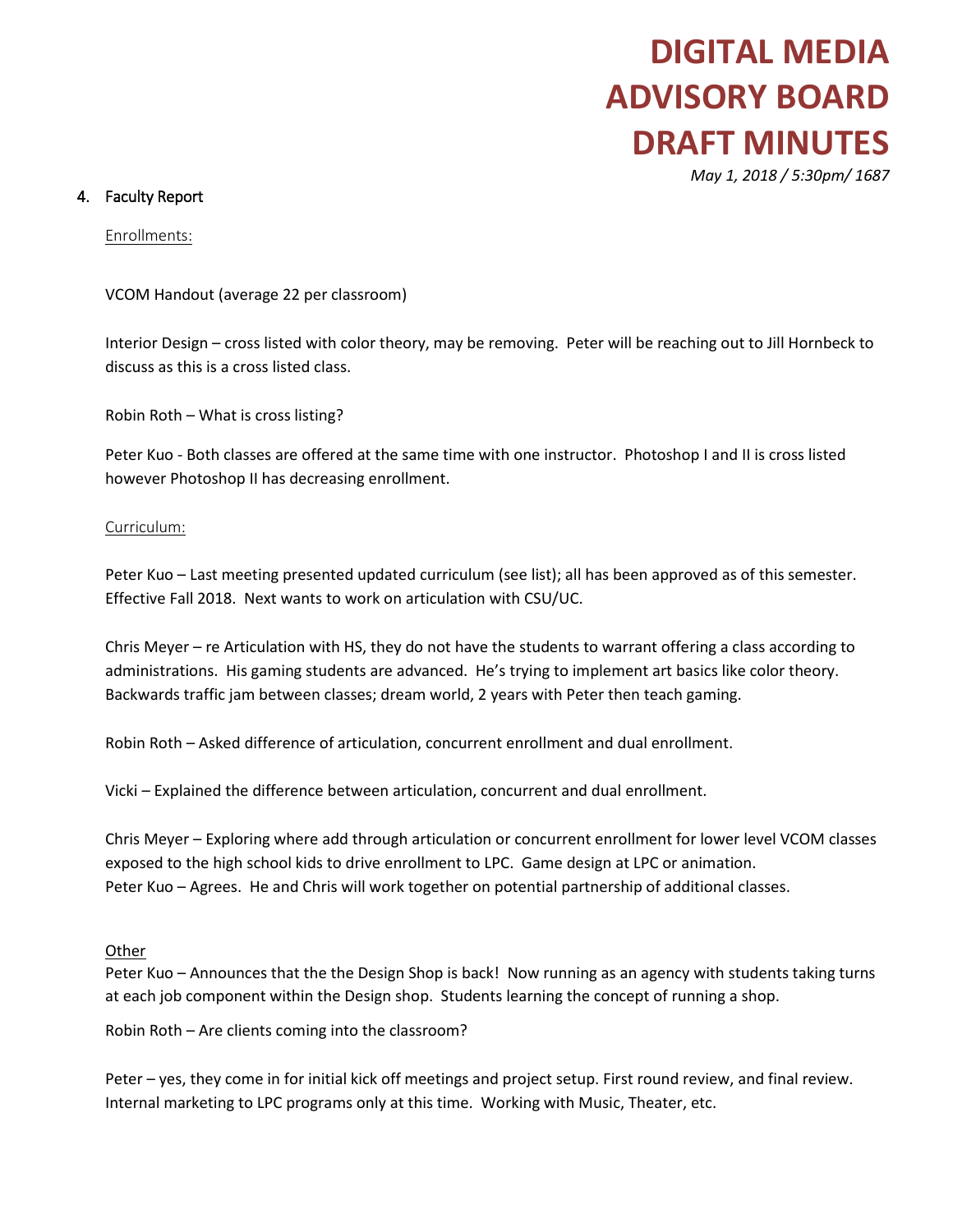# DIGITAL MEDIA ADVISORY BOARD DRAFT MINUTES

*May 1, 2018 / 5:30pm/ 1687*

4. Faculty Report

Enrollments:

VCOM Handout (average 22 per classroom)

Interior Design – cross listed with color theory, may be removing. Peter will be reaching out to Jill Hornbeck to discuss as this is a cross listed class.

Robin Roth – What is cross listing?

Peter Kuo - Both classes are offered at the same time with one instructor. Photoshop I and II is cross listed however Photoshop II has decreasing enrollment.

Curriculum:

Peter Kuo – Last meeting presented updated curriculum (see list); all has been approved as of this semester. Effective Fall 2018. Next wants to work on articulation with CSU/UC.

Chris Meyer – re Articulation with HS, they do not have the students to warrant offering a class according to administrations. His gaming students are advanced. He's trying to implement art basics like color theory. Backwards traffic jam between classes; dream world, 2 years with Peter then teach gaming.

Robin Roth – Asked difference of articulation, concurrent enrollment and dual enrollment.

Vicki – Explained the difference between articulation, concurrent and dual enrollment.

Chris Meyer – Exploring where add through articulation or concurrent enrollment for lower level VCOM classes exposed to the high school kids to drive enrollment to LPC. Game design at LPC or animation.
Peter Kuo – Agrees. He and Chris will work together on potential partnership of additional classes.

Other
Peter Kuo – Announces that the the Design Shop is back! Now running as an agency with students taking turns at each job component within the Design shop. Students learning the concept of running a shop.

Robin Roth – Are clients coming into the classroom?

Peter – yes, they come in for initial kick off meetings and project setup. First round review, and final review. Internal marketing to LPC programs only at this time. Working with Music, Theater, etc.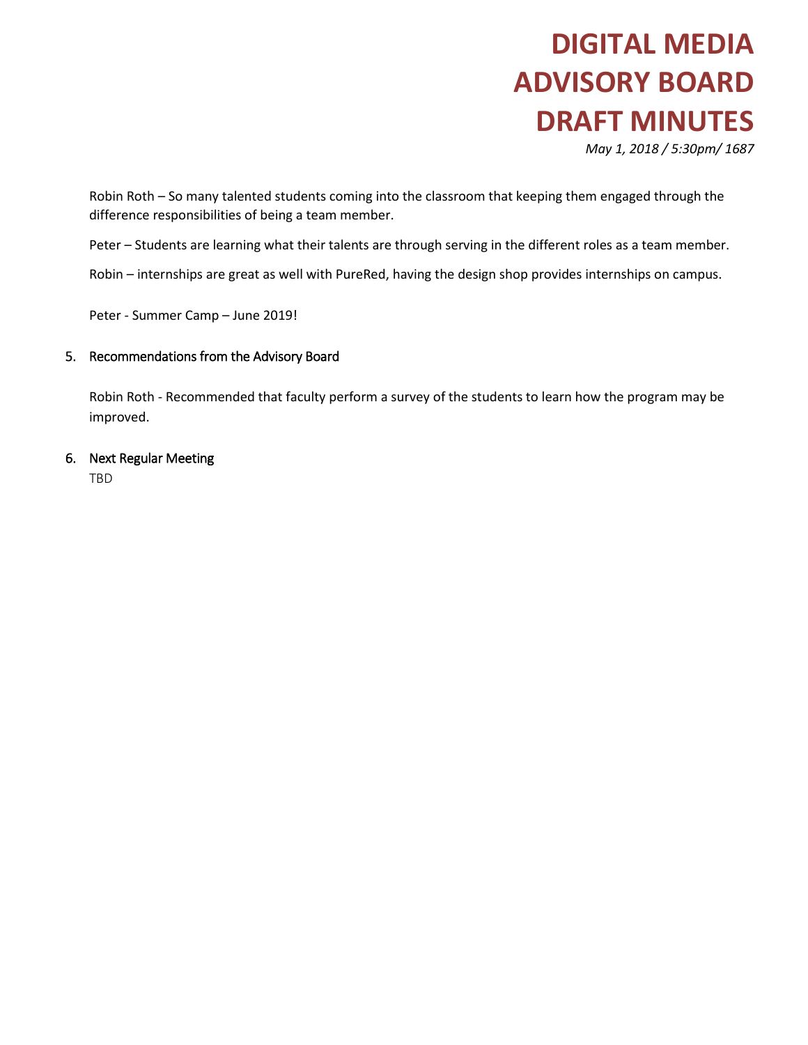# DIGITAL MEDIA ADVISORY BOARD DRAFT MINUTES

*May 1, 2018 / 5:30pm/ 1687*

Robin Roth – So many talented students coming into the classroom that keeping them engaged through the difference responsibilities of being a team member.

Peter – Students are learning what their talents are through serving in the different roles as a team member.

Robin – internships are great as well with PureRed, having the design shop provides internships on campus.

Peter - Summer Camp – June 2019!

5. Recommendations from the Advisory Board

Robin Roth - Recommended that faculty perform a survey of the students to learn how the program may be improved.

6. Next Regular Meeting

TBD